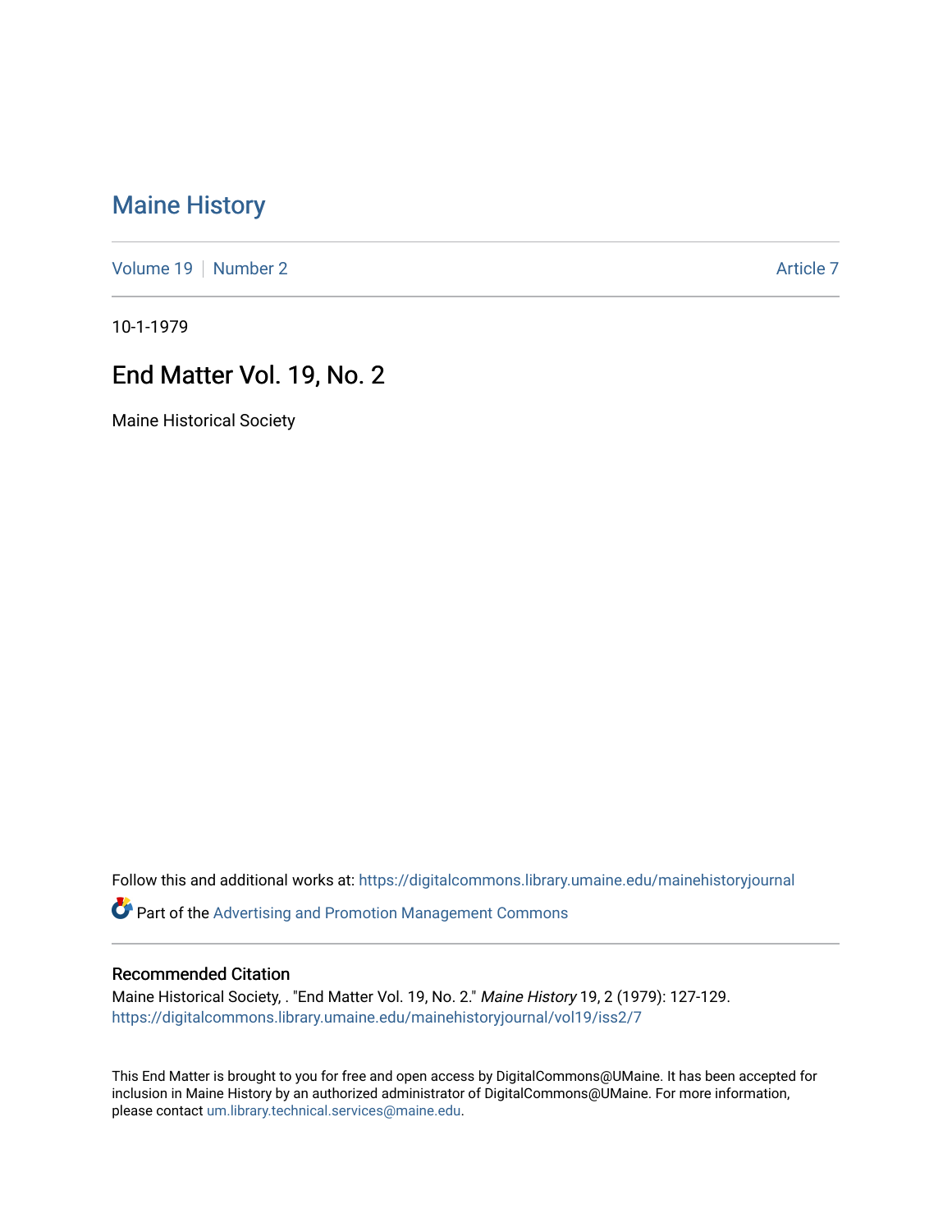# Maine History

Volume 19 | Number 2 | Article 7

10-1-1979

## End Matter Vol. 19, No. 2

Maine Historical Society

Follow this and additional works at: https://digitalcommons.library.umaine.edu/mainehistoryjournal

Part of the Advertising and Promotion Management Commons

### Recommended Citation

Maine Historical Society, . "End Matter Vol. 19, No. 2." *Maine History* 19, 2 (1979): 127-129.
https://digitalcommons.library.umaine.edu/mainehistoryjournal/vol19/iss2/7

This End Matter is brought to you for free and open access by DigitalCommons@UMaine. It has been accepted for inclusion in Maine History by an authorized administrator of DigitalCommons@UMaine. For more information, please contact um.library.technical.services@maine.edu.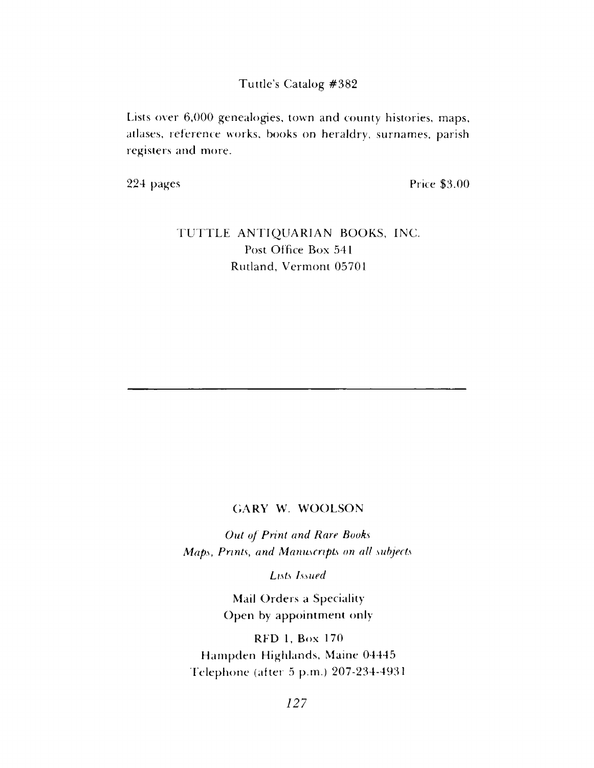Tuttle's Catalog #382

Lists over 6,000 genealogies, town and county histories, maps, atlases, reference works, books on heraldry, surnames, parish registers and more.

224 pages — Price $3.00

TUTTLE ANTIQUARIAN BOOKS, INC.
Post Office Box 541
Rutland, Vermont 05701

---

GARY W. WOOLSON

*Out of Print and Rare Books*
*Maps, Prints, and Manuscripts on all subjects*

*Lists Issued*

Mail Orders a Speciality
Open by appointment only

RFD 1, Box 170
Hampden Highlands, Maine 04445
Telephone (after 5 p.m.) 207-234-4931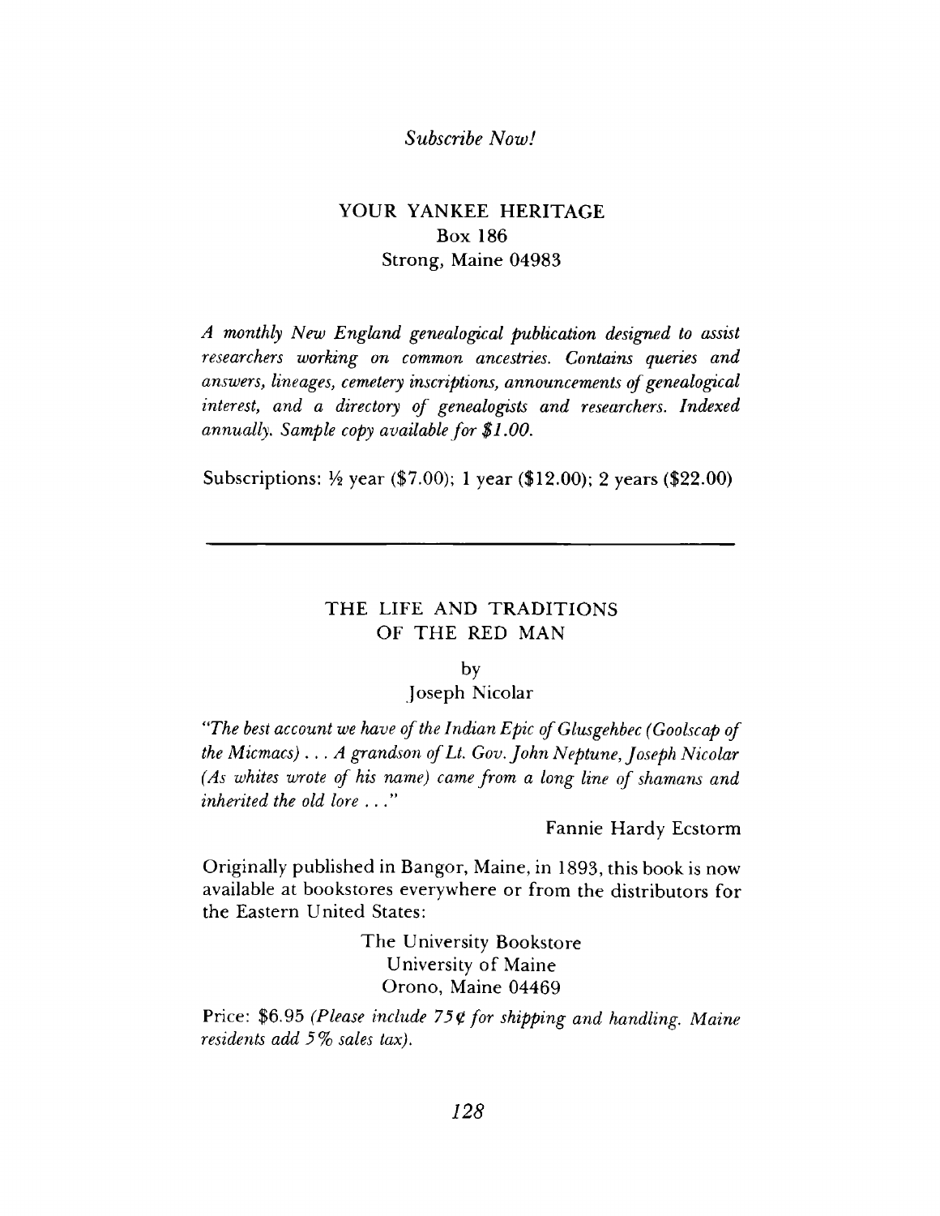*Subscribe Now!*

## YOUR YANKEE HERITAGE

Box 186
Strong, Maine 04983

*A monthly New England genealogical publication designed to assist researchers working on common ancestries. Contains queries and answers, lineages, cemetery inscriptions, announcements of genealogical interest, and a directory of genealogists and researchers. Indexed annually. Sample copy available for $1.00.*

Subscriptions: ½ year ($7.00); 1 year ($12.00); 2 years ($22.00)

---

## THE LIFE AND TRADITIONS OF THE RED MAN

by
Joseph Nicolar

*"The best account we have of the Indian Epic of Glusgehbec (Goolscap of the Micmacs) . . . A grandson of Lt. Gov. John Neptune, Joseph Nicolar (As whites wrote of his name) came from a long line of shamans and inherited the old lore . . ."*

Fannie Hardy Ecstorm

Originally published in Bangor, Maine, in 1893, this book is now available at bookstores everywhere or from the distributors for the Eastern United States:

The University Bookstore
University of Maine
Orono, Maine 04469

Price: $6.95 *(Please include 75¢ for shipping and handling. Maine residents add 5% sales tax).*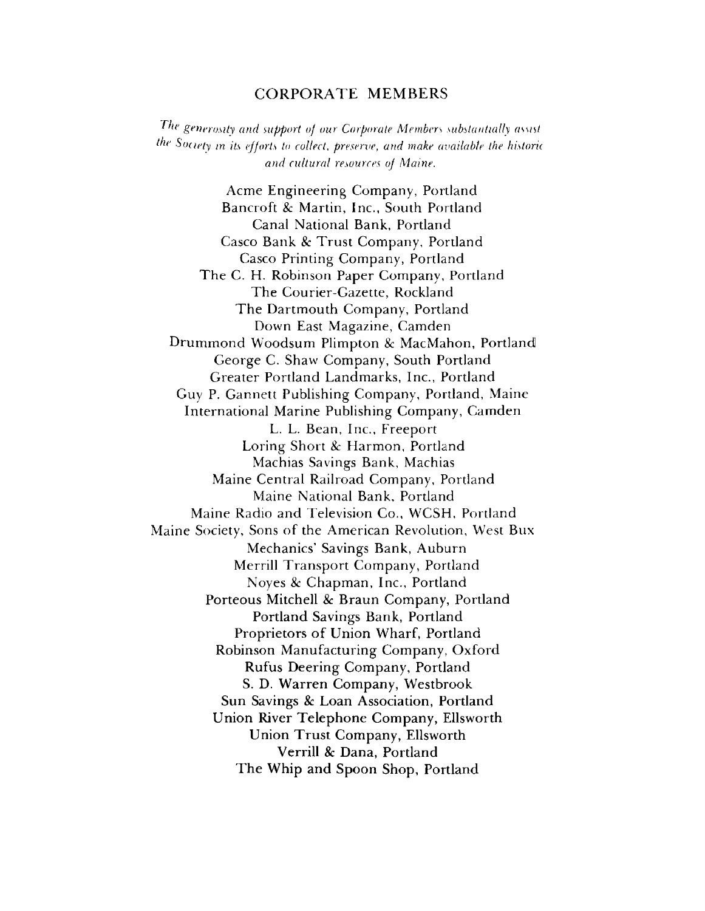## CORPORATE MEMBERS

*The generosity and support of our Corporate Members substantially assist the Society in its efforts to collect, preserve, and make available the historic and cultural resources of Maine.*

Acme Engineering Company, Portland
Bancroft & Martin, Inc., South Portland
Canal National Bank, Portland
Casco Bank & Trust Company, Portland
Casco Printing Company, Portland
The C. H. Robinson Paper Company, Portland
The Courier-Gazette, Rockland
The Dartmouth Company, Portland
Down East Magazine, Camden
Drummond Woodsum Plimpton & MacMahon, Portland
George C. Shaw Company, South Portland
Greater Portland Landmarks, Inc., Portland
Guy P. Gannett Publishing Company, Portland, Maine
International Marine Publishing Company, Camden
L. L. Bean, Inc., Freeport
Loring Short & Harmon, Portland
Machias Savings Bank, Machias
Maine Central Railroad Company, Portland
Maine National Bank, Portland
Maine Radio and Television Co., WCSH, Portland
Maine Society, Sons of the American Revolution, West Bux
Mechanics' Savings Bank, Auburn
Merrill Transport Company, Portland
Noyes & Chapman, Inc., Portland
Porteous Mitchell & Braun Company, Portland
Portland Savings Bank, Portland
Proprietors of Union Wharf, Portland
Robinson Manufacturing Company, Oxford
Rufus Deering Company, Portland
S. D. Warren Company, Westbrook
Sun Savings & Loan Association, Portland
Union River Telephone Company, Ellsworth
Union Trust Company, Ellsworth
Verrill & Dana, Portland
The Whip and Spoon Shop, Portland